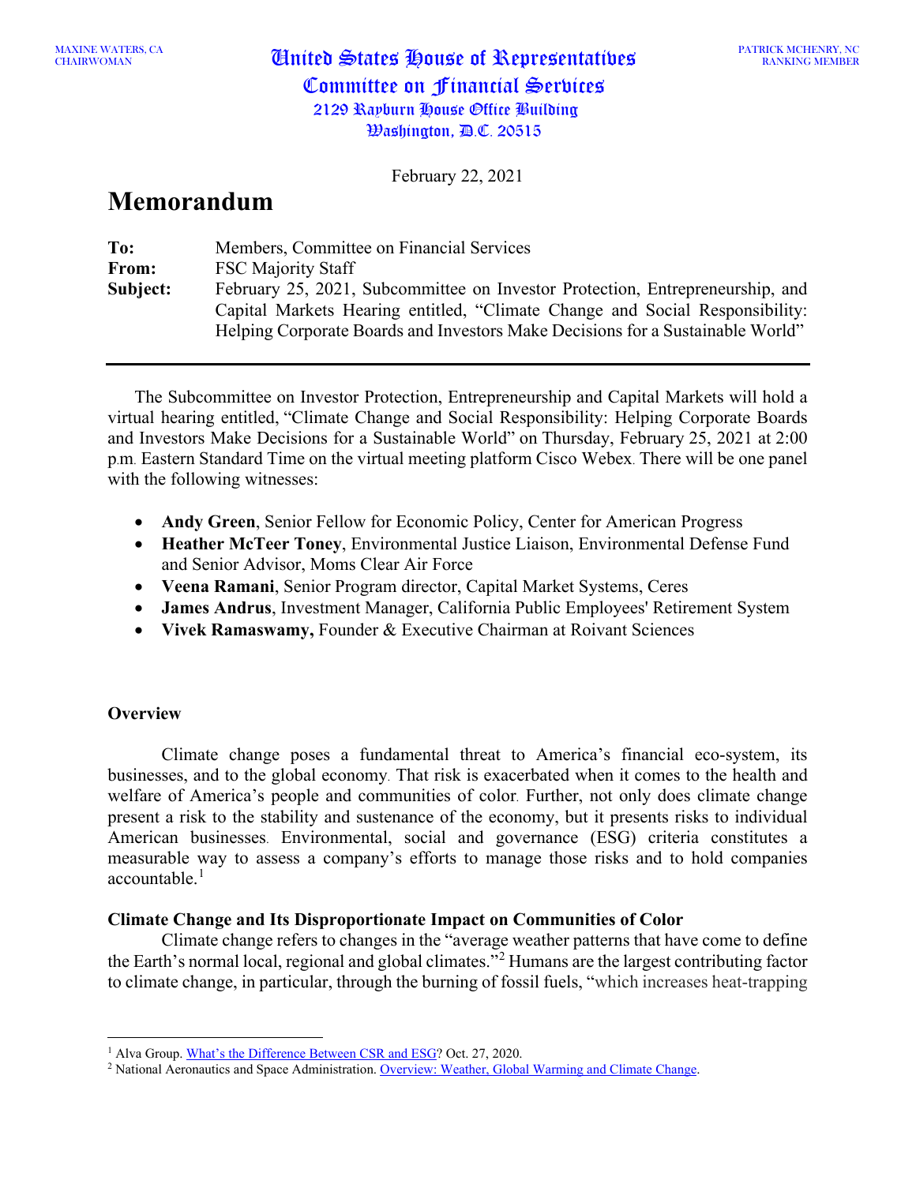MAXINE WATERS, CA
CHAIRWOMAN

**United States House of Representatives**
**Committee on Financial Services**
**2129 Rayburn House Office Building**
**Washington, D.C. 20515**

PATRICK MCHENRY, NC
RANKING MEMBER

February 22, 2021

# Memorandum

**To:** Members, Committee on Financial Services
**From:** FSC Majority Staff
**Subject:** February 25, 2021, Subcommittee on Investor Protection, Entrepreneurship, and Capital Markets Hearing entitled, "Climate Change and Social Responsibility: Helping Corporate Boards and Investors Make Decisions for a Sustainable World"

---

The Subcommittee on Investor Protection, Entrepreneurship and Capital Markets will hold a virtual hearing entitled, "Climate Change and Social Responsibility: Helping Corporate Boards and Investors Make Decisions for a Sustainable World" on Thursday, February 25, 2021 at 2:00 p.m. Eastern Standard Time on the virtual meeting platform Cisco Webex. There will be one panel with the following witnesses:

- **Andy Green**, Senior Fellow for Economic Policy, Center for American Progress
- **Heather McTeer Toney**, Environmental Justice Liaison, Environmental Defense Fund and Senior Advisor, Moms Clear Air Force
- **Veena Ramani**, Senior Program director, Capital Market Systems, Ceres
- **James Andrus**, Investment Manager, California Public Employees' Retirement System
- **Vivek Ramaswamy,** Founder & Executive Chairman at Roivant Sciences

## Overview

Climate change poses a fundamental threat to America's financial eco-system, its businesses, and to the global economy. That risk is exacerbated when it comes to the health and welfare of America's people and communities of color. Further, not only does climate change present a risk to the stability and sustenance of the economy, but it presents risks to individual American businesses. Environmental, social and governance (ESG) criteria constitutes a measurable way to assess a company's efforts to manage those risks and to hold companies accountable.[1]

## Climate Change and Its Disproportionate Impact on Communities of Color

Climate change refers to changes in the "average weather patterns that have come to define the Earth's normal local, regional and global climates."[2] Humans are the largest contributing factor to climate change, in particular, through the burning of fossil fuels, "which increases heat-trapping

---

[1] Alva Group. What's the Difference Between CSR and ESG? Oct. 27, 2020.
[2] National Aeronautics and Space Administration. Overview: Weather, Global Warming and Climate Change.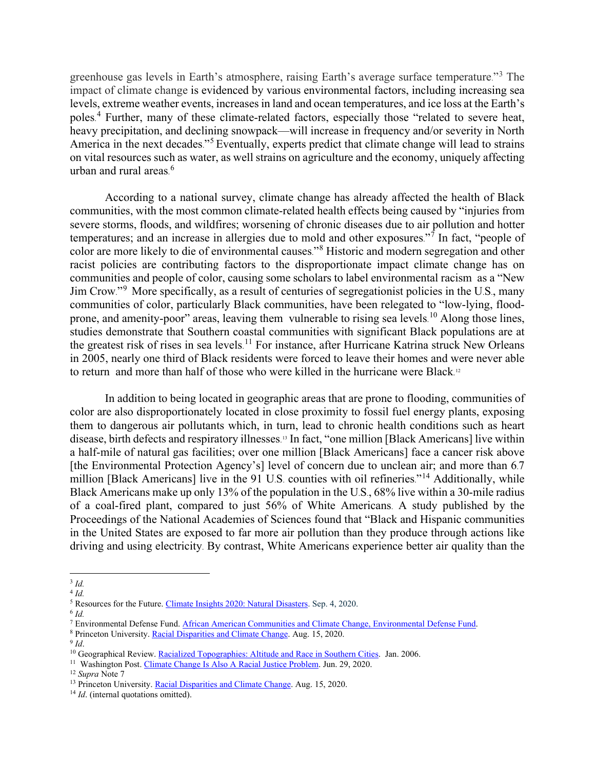greenhouse gas levels in Earth's atmosphere, raising Earth's average surface temperature."[3] The impact of climate change is evidenced by various environmental factors, including increasing sea levels, extreme weather events, increases in land and ocean temperatures, and ice loss at the Earth's poles.[4] Further, many of these climate-related factors, especially those "related to severe heat, heavy precipitation, and declining snowpack—will increase in frequency and/or severity in North America in the next decades."[5] Eventually, experts predict that climate change will lead to strains on vital resources such as water, as well strains on agriculture and the economy, uniquely affecting urban and rural areas.[6]

According to a national survey, climate change has already affected the health of Black communities, with the most common climate-related health effects being caused by "injuries from severe storms, floods, and wildfires; worsening of chronic diseases due to air pollution and hotter temperatures; and an increase in allergies due to mold and other exposures."[7] In fact, "people of color are more likely to die of environmental causes."[8] Historic and modern segregation and other racist policies are contributing factors to the disproportionate impact climate change has on communities and people of color, causing some scholars to label environmental racism as a "New Jim Crow."[9] More specifically, as a result of centuries of segregationist policies in the U.S., many communities of color, particularly Black communities, have been relegated to "low-lying, flood-prone, and amenity-poor" areas, leaving them vulnerable to rising sea levels.[10] Along those lines, studies demonstrate that Southern coastal communities with significant Black populations are at the greatest risk of rises in sea levels.[11] For instance, after Hurricane Katrina struck New Orleans in 2005, nearly one third of Black residents were forced to leave their homes and were never able to return and more than half of those who were killed in the hurricane were Black.[12]

In addition to being located in geographic areas that are prone to flooding, communities of color are also disproportionately located in close proximity to fossil fuel energy plants, exposing them to dangerous air pollutants which, in turn, lead to chronic health conditions such as heart disease, birth defects and respiratory illnesses.[13] In fact, "one million [Black Americans] live within a half-mile of natural gas facilities; over one million [Black Americans] face a cancer risk above [the Environmental Protection Agency's] level of concern due to unclean air; and more than 6.7 million [Black Americans] live in the 91 U.S. counties with oil refineries."[14] Additionally, while Black Americans make up only 13% of the population in the U.S., 68% live within a 30-mile radius of a coal-fired plant, compared to just 56% of White Americans. A study published by the Proceedings of the National Academies of Sciences found that "Black and Hispanic communities in the United States are exposed to far more air pollution than they produce through actions like driving and using electricity. By contrast, White Americans experience better air quality than the

---

[3] *Id.*

[4] *Id.*

[5] Resources for the Future. Climate Insights 2020: Natural Disasters. Sep. 4, 2020.

[6] *Id.*

[7] Environmental Defense Fund. African American Communities and Climate Change, Environmental Defense Fund.

[8] Princeton University. Racial Disparities and Climate Change. Aug. 15, 2020.

[9] *Id*.

[10] Geographical Review. Racialized Topographies: Altitude and Race in Southern Cities. Jan. 2006.

[11] Washington Post. Climate Change Is Also A Racial Justice Problem. Jun. 29, 2020.

[12] *Supra* Note 7

[13] Princeton University. Racial Disparities and Climate Change. Aug. 15, 2020.

[14] *Id*. (internal quotations omitted).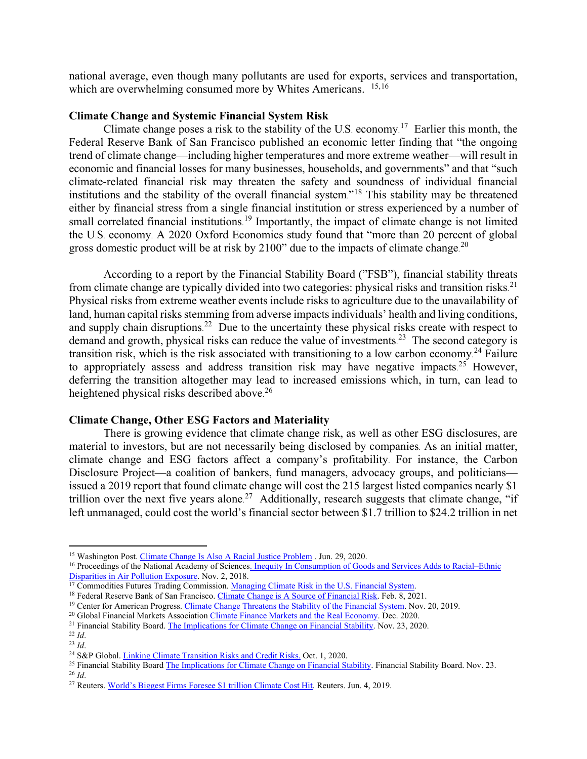national average, even though many pollutants are used for exports, services and transportation, which are overwhelming consumed more by Whites Americans. [15,16]

**Climate Change and Systemic Financial System Risk**

Climate change poses a risk to the stability of the U.S. economy.[17] Earlier this month, the Federal Reserve Bank of San Francisco published an economic letter finding that "the ongoing trend of climate change—including higher temperatures and more extreme weather—will result in economic and financial losses for many businesses, households, and governments" and that "such climate-related financial risk may threaten the safety and soundness of individual financial institutions and the stability of the overall financial system."[18] This stability may be threatened either by financial stress from a single financial institution or stress experienced by a number of small correlated financial institutions.[19] Importantly, the impact of climate change is not limited the U.S. economy. A 2020 Oxford Economics study found that "more than 20 percent of global gross domestic product will be at risk by 2100" due to the impacts of climate change.[20]

According to a report by the Financial Stability Board ("FSB"), financial stability threats from climate change are typically divided into two categories: physical risks and transition risks.[21] Physical risks from extreme weather events include risks to agriculture due to the unavailability of land, human capital risks stemming from adverse impacts individuals' health and living conditions, and supply chain disruptions.[22] Due to the uncertainty these physical risks create with respect to demand and growth, physical risks can reduce the value of investments.[23] The second category is transition risk, which is the risk associated with transitioning to a low carbon economy.[24] Failure to appropriately assess and address transition risk may have negative impacts.[25] However, deferring the transition altogether may lead to increased emissions which, in turn, can lead to heightened physical risks described above.[26]

**Climate Change, Other ESG Factors and Materiality**

There is growing evidence that climate change risk, as well as other ESG disclosures, are material to investors, but are not necessarily being disclosed by companies. As an initial matter, climate change and ESG factors affect a company's profitability. For instance, the Carbon Disclosure Project—a coalition of bankers, fund managers, advocacy groups, and politicians—issued a 2019 report that found climate change will cost the 215 largest listed companies nearly $1 trillion over the next five years alone.[27] Additionally, research suggests that climate change, "if left unmanaged, could cost the world's financial sector between $1.7 trillion to $24.2 trillion in net

---

[15] Washington Post. Climate Change Is Also A Racial Justice Problem . Jun. 29, 2020.

[16] Proceedings of the National Academy of Sciences. Inequity In Consumption of Goods and Services Adds to Racial–Ethnic Disparities in Air Pollution Exposure. Nov. 2, 2018.

[17] Commodities Futures Trading Commission. Managing Climate Risk in the U.S. Financial System.

[18] Federal Reserve Bank of San Francisco. Climate Change is A Source of Financial Risk. Feb. 8, 2021.

[19] Center for American Progress. Climate Change Threatens the Stability of the Financial System. Nov. 20, 2019.

[20] Global Financial Markets Association Climate Finance Markets and the Real Economy. Dec. 2020.

[21] Financial Stability Board. The Implications for Climate Change on Financial Stability. Nov. 23, 2020.

[22] *Id*.

[23] *Id*.

[24] S&P Global. Linking Climate Transition Risks and Credit Risks. Oct. 1, 2020.

[25] Financial Stability Board The Implications for Climate Change on Financial Stability. Financial Stability Board. Nov. 23.

[26] *Id*.

[27] Reuters. World's Biggest Firms Foresee $1 trillion Climate Cost Hit. Reuters. Jun. 4, 2019.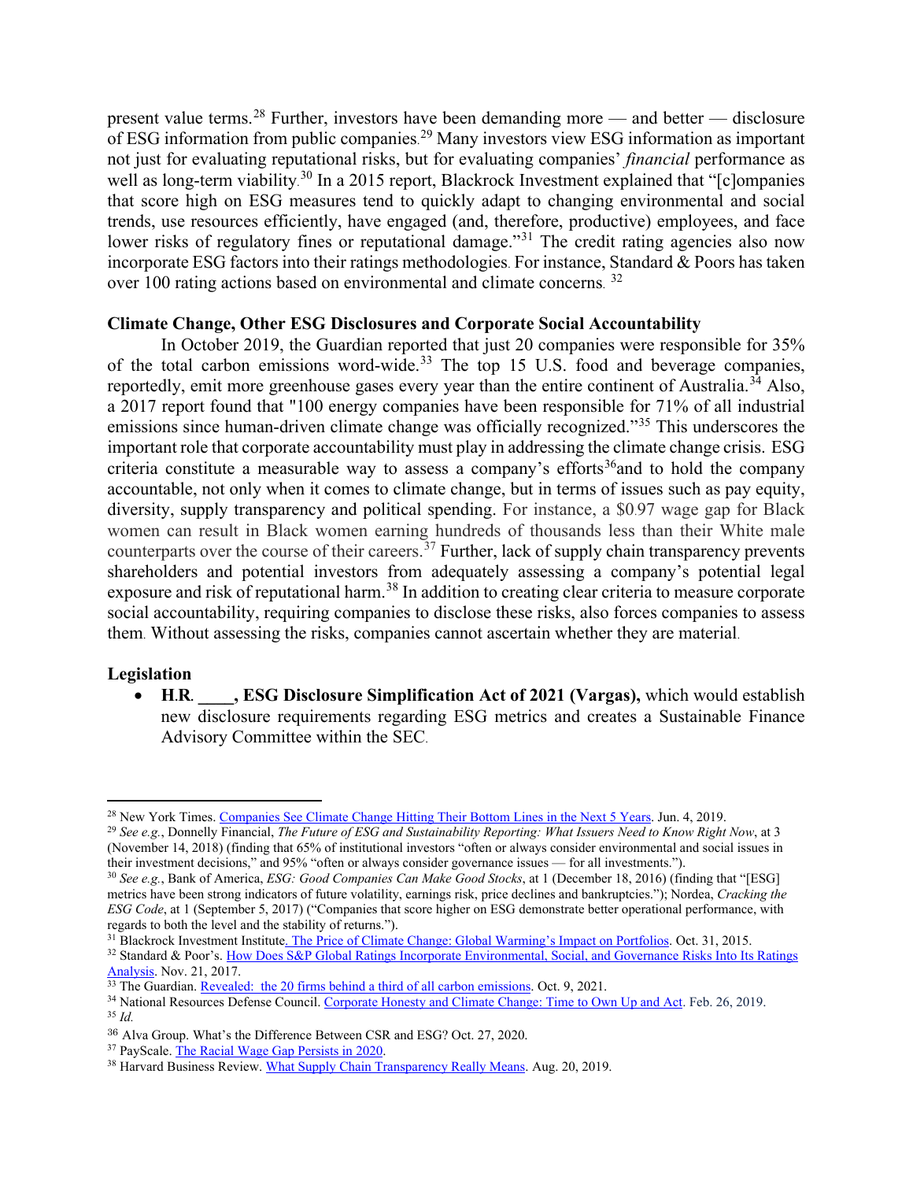present value terms.[28] Further, investors have been demanding more — and better — disclosure of ESG information from public companies.[29] Many investors view ESG information as important not just for evaluating reputational risks, but for evaluating companies' *financial* performance as well as long-term viability.[30] In a 2015 report, Blackrock Investment explained that "[c]ompanies that score high on ESG measures tend to quickly adapt to changing environmental and social trends, use resources efficiently, have engaged (and, therefore, productive) employees, and face lower risks of regulatory fines or reputational damage."[31] The credit rating agencies also now incorporate ESG factors into their ratings methodologies. For instance, Standard & Poors has taken over 100 rating actions based on environmental and climate concerns. [32]

**Climate Change, Other ESG Disclosures and Corporate Social Accountability**

In October 2019, the Guardian reported that just 20 companies were responsible for 35% of the total carbon emissions word-wide.[33] The top 15 U.S. food and beverage companies, reportedly, emit more greenhouse gases every year than the entire continent of Australia.[34] Also, a 2017 report found that "100 energy companies have been responsible for 71% of all industrial emissions since human-driven climate change was officially recognized."[35] This underscores the important role that corporate accountability must play in addressing the climate change crisis. ESG criteria constitute a measurable way to assess a company's efforts[36]and to hold the company accountable, not only when it comes to climate change, but in terms of issues such as pay equity, diversity, supply transparency and political spending. For instance, a $0.97 wage gap for Black women can result in Black women earning hundreds of thousands less than their White male counterparts over the course of their careers.[37] Further, lack of supply chain transparency prevents shareholders and potential investors from adequately assessing a company's potential legal exposure and risk of reputational harm.[38] In addition to creating clear criteria to measure corporate social accountability, requiring companies to disclose these risks, also forces companies to assess them. Without assessing the risks, companies cannot ascertain whether they are material.

**Legislation**

- **H.R. ____, ESG Disclosure Simplification Act of 2021 (Vargas),** which would establish new disclosure requirements regarding ESG metrics and creates a Sustainable Finance Advisory Committee within the SEC.

---

[28] New York Times. Companies See Climate Change Hitting Their Bottom Lines in the Next 5 Years. Jun. 4, 2019.

[29] *See e.g.*, Donnelly Financial, *The Future of ESG and Sustainability Reporting: What Issuers Need to Know Right Now*, at 3 (November 14, 2018) (finding that 65% of institutional investors "often or always consider environmental and social issues in their investment decisions," and 95% "often or always consider governance issues — for all investments.").

[30] *See e.g.*, Bank of America, *ESG: Good Companies Can Make Good Stocks*, at 1 (December 18, 2016) (finding that "[ESG] metrics have been strong indicators of future volatility, earnings risk, price declines and bankruptcies."); Nordea, *Cracking the ESG Code*, at 1 (September 5, 2017) ("Companies that score higher on ESG demonstrate better operational performance, with regards to both the level and the stability of returns.").

[31] Blackrock Investment Institute. The Price of Climate Change: Global Warming's Impact on Portfolios. Oct. 31, 2015.

[32] Standard & Poor's. How Does S&P Global Ratings Incorporate Environmental, Social, and Governance Risks Into Its Ratings Analysis. Nov. 21, 2017.

[33] The Guardian. Revealed: the 20 firms behind a third of all carbon emissions. Oct. 9, 2021.

[34] National Resources Defense Council. Corporate Honesty and Climate Change: Time to Own Up and Act. Feb. 26, 2019.

[35] *Id.*

[36] Alva Group. What's the Difference Between CSR and ESG? Oct. 27, 2020.

[37] PayScale. The Racial Wage Gap Persists in 2020.

[38] Harvard Business Review. What Supply Chain Transparency Really Means. Aug. 20, 2019.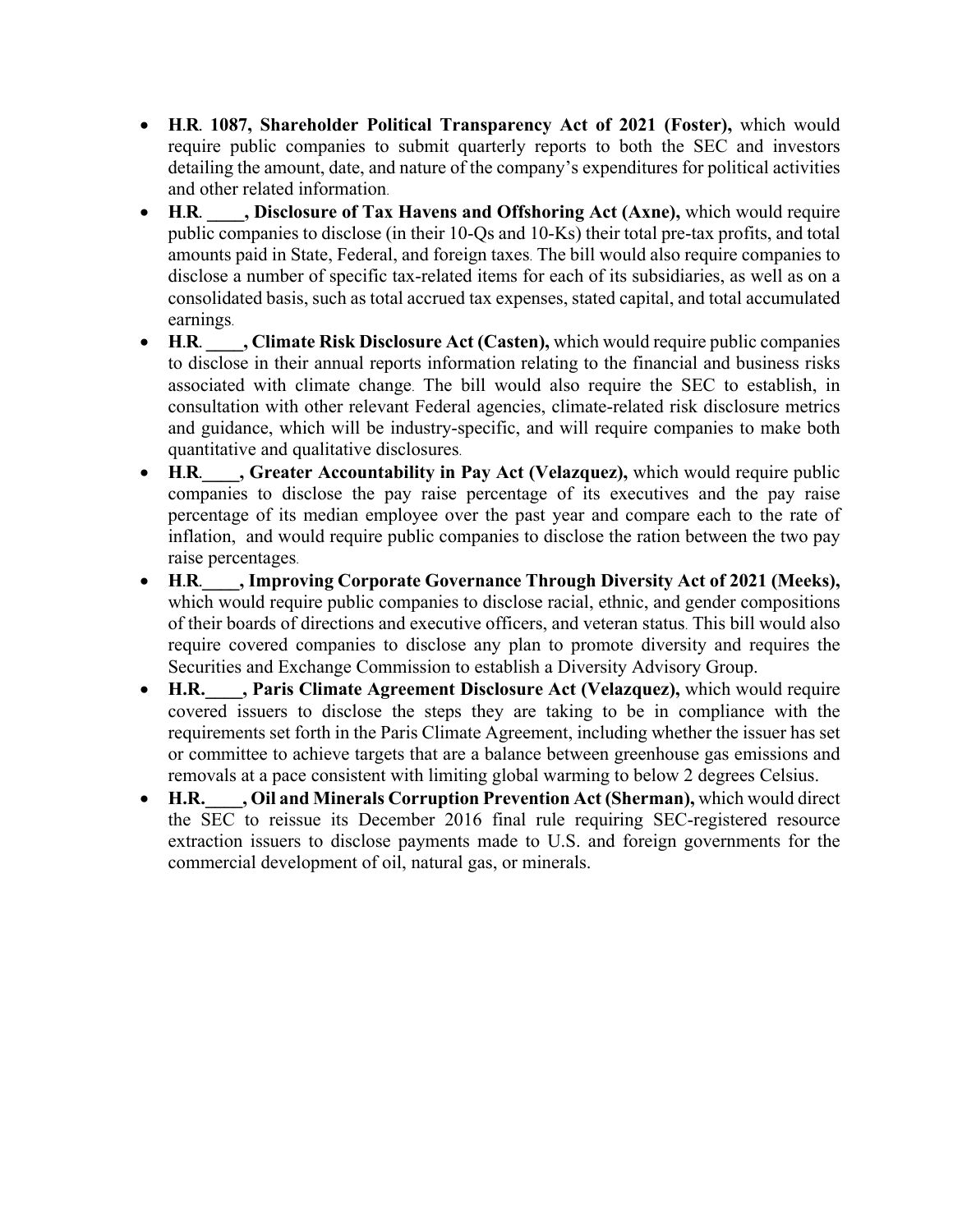- **H.R. 1087, Shareholder Political Transparency Act of 2021 (Foster),** which would require public companies to submit quarterly reports to both the SEC and investors detailing the amount, date, and nature of the company's expenditures for political activities and other related information.
- **H.R. ____, Disclosure of Tax Havens and Offshoring Act (Axne),** which would require public companies to disclose (in their 10-Qs and 10-Ks) their total pre-tax profits, and total amounts paid in State, Federal, and foreign taxes. The bill would also require companies to disclose a number of specific tax-related items for each of its subsidiaries, as well as on a consolidated basis, such as total accrued tax expenses, stated capital, and total accumulated earnings.
- **H.R. ____, Climate Risk Disclosure Act (Casten),** which would require public companies to disclose in their annual reports information relating to the financial and business risks associated with climate change. The bill would also require the SEC to establish, in consultation with other relevant Federal agencies, climate-related risk disclosure metrics and guidance, which will be industry-specific, and will require companies to make both quantitative and qualitative disclosures.
- **H.R.____, Greater Accountability in Pay Act (Velazquez),** which would require public companies to disclose the pay raise percentage of its executives and the pay raise percentage of its median employee over the past year and compare each to the rate of inflation, and would require public companies to disclose the ration between the two pay raise percentages.
- **H.R.____, Improving Corporate Governance Through Diversity Act of 2021 (Meeks),** which would require public companies to disclose racial, ethnic, and gender compositions of their boards of directions and executive officers, and veteran status. This bill would also require covered companies to disclose any plan to promote diversity and requires the Securities and Exchange Commission to establish a Diversity Advisory Group.
- **H.R.____, Paris Climate Agreement Disclosure Act (Velazquez),** which would require covered issuers to disclose the steps they are taking to be in compliance with the requirements set forth in the Paris Climate Agreement, including whether the issuer has set or committee to achieve targets that are a balance between greenhouse gas emissions and removals at a pace consistent with limiting global warming to below 2 degrees Celsius.
- **H.R.____, Oil and Minerals Corruption Prevention Act (Sherman),** which would direct the SEC to reissue its December 2016 final rule requiring SEC-registered resource extraction issuers to disclose payments made to U.S. and foreign governments for the commercial development of oil, natural gas, or minerals.